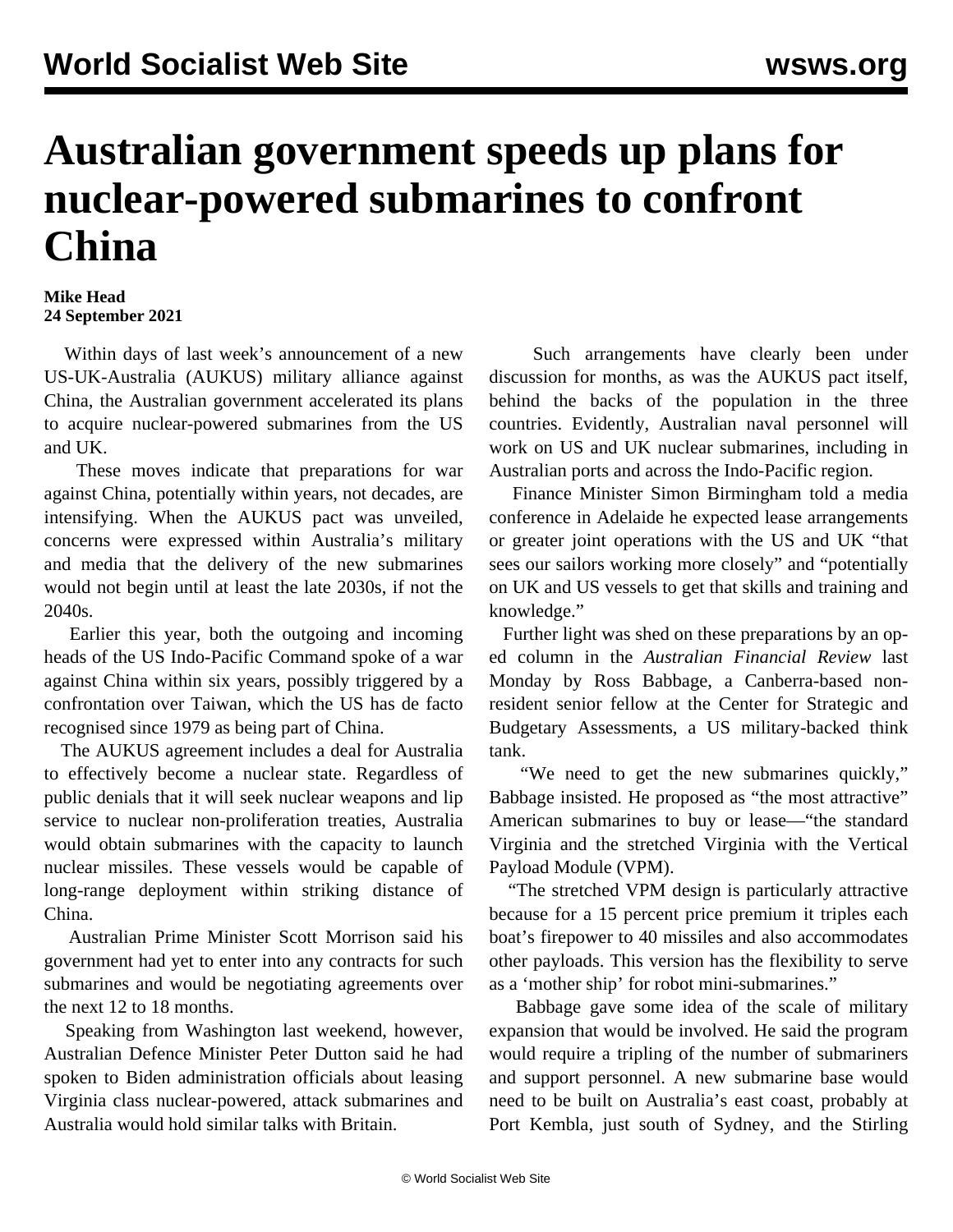# Australian government speeds up plans for nuclear-powered submarines to confront China

**Mike Head**
**24 September 2021**

Within days of last week's announcement of a new US-UK-Australia (AUKUS) military alliance against China, the Australian government accelerated its plans to acquire nuclear-powered submarines from the US and UK.

These moves indicate that preparations for war against China, potentially within years, not decades, are intensifying. When the AUKUS pact was unveiled, concerns were expressed within Australia's military and media that the delivery of the new submarines would not begin until at least the late 2030s, if not the 2040s.

Earlier this year, both the outgoing and incoming heads of the US Indo-Pacific Command spoke of a war against China within six years, possibly triggered by a confrontation over Taiwan, which the US has de facto recognised since 1979 as being part of China.

The AUKUS agreement includes a deal for Australia to effectively become a nuclear state. Regardless of public denials that it will seek nuclear weapons and lip service to nuclear non-proliferation treaties, Australia would obtain submarines with the capacity to launch nuclear missiles. These vessels would be capable of long-range deployment within striking distance of China.

Australian Prime Minister Scott Morrison said his government had yet to enter into any contracts for such submarines and would be negotiating agreements over the next 12 to 18 months.

Speaking from Washington last weekend, however, Australian Defence Minister Peter Dutton said he had spoken to Biden administration officials about leasing Virginia class nuclear-powered, attack submarines and Australia would hold similar talks with Britain.

Such arrangements have clearly been under discussion for months, as was the AUKUS pact itself, behind the backs of the population in the three countries. Evidently, Australian naval personnel will work on US and UK nuclear submarines, including in Australian ports and across the Indo-Pacific region.

Finance Minister Simon Birmingham told a media conference in Adelaide he expected lease arrangements or greater joint operations with the US and UK "that sees our sailors working more closely" and "potentially on UK and US vessels to get that skills and training and knowledge."

Further light was shed on these preparations by an op-ed column in the *Australian Financial Review* last Monday by Ross Babbage, a Canberra-based non-resident senior fellow at the Center for Strategic and Budgetary Assessments, a US military-backed think tank.

"We need to get the new submarines quickly," Babbage insisted. He proposed as "the most attractive" American submarines to buy or lease—"the standard Virginia and the stretched Virginia with the Vertical Payload Module (VPM).

"The stretched VPM design is particularly attractive because for a 15 percent price premium it triples each boat's firepower to 40 missiles and also accommodates other payloads. This version has the flexibility to serve as a 'mother ship' for robot mini-submarines."

Babbage gave some idea of the scale of military expansion that would be involved. He said the program would require a tripling of the number of submariners and support personnel. A new submarine base would need to be built on Australia's east coast, probably at Port Kembla, just south of Sydney, and the Stirling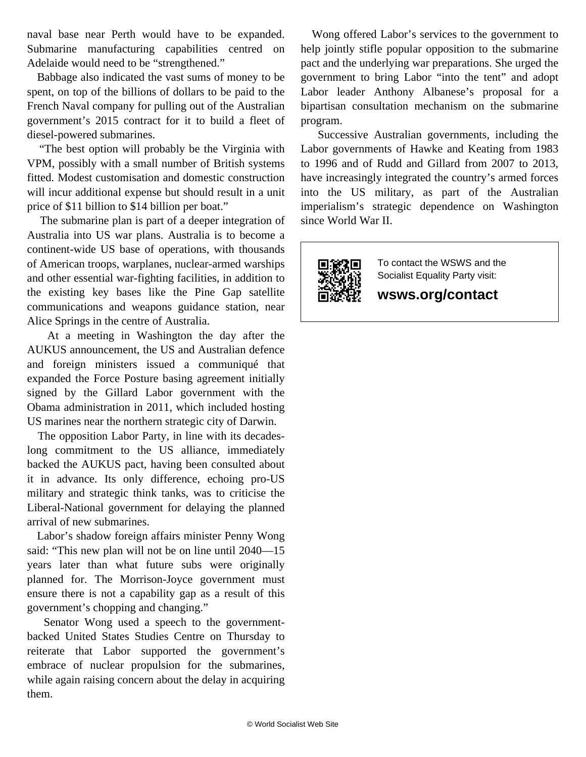naval base near Perth would have to be expanded. Submarine manufacturing capabilities centred on Adelaide would need to be "strengthened."

Babbage also indicated the vast sums of money to be spent, on top of the billions of dollars to be paid to the French Naval company for pulling out of the Australian government's 2015 contract for it to build a fleet of diesel-powered submarines.

"The best option will probably be the Virginia with VPM, possibly with a small number of British systems fitted. Modest customisation and domestic construction will incur additional expense but should result in a unit price of $11 billion to $14 billion per boat."

The submarine plan is part of a deeper integration of Australia into US war plans. Australia is to become a continent-wide US base of operations, with thousands of American troops, warplanes, nuclear-armed warships and other essential war-fighting facilities, in addition to the existing key bases like the Pine Gap satellite communications and weapons guidance station, near Alice Springs in the centre of Australia.

At a meeting in Washington the day after the AUKUS announcement, the US and Australian defence and foreign ministers issued a communiqué that expanded the Force Posture basing agreement initially signed by the Gillard Labor government with the Obama administration in 2011, which included hosting US marines near the northern strategic city of Darwin.

The opposition Labor Party, in line with its decades-long commitment to the US alliance, immediately backed the AUKUS pact, having been consulted about it in advance. Its only difference, echoing pro-US military and strategic think tanks, was to criticise the Liberal-National government for delaying the planned arrival of new submarines.

Labor's shadow foreign affairs minister Penny Wong said: "This new plan will not be on line until 2040—15 years later than what future subs were originally planned for. The Morrison-Joyce government must ensure there is not a capability gap as a result of this government's chopping and changing."

Senator Wong used a speech to the government-backed United States Studies Centre on Thursday to reiterate that Labor supported the government's embrace of nuclear propulsion for the submarines, while again raising concern about the delay in acquiring them.

Wong offered Labor's services to the government to help jointly stifle popular opposition to the submarine pact and the underlying war preparations. She urged the government to bring Labor "into the tent" and adopt Labor leader Anthony Albanese's proposal for a bipartisan consultation mechanism on the submarine program.

Successive Australian governments, including the Labor governments of Hawke and Keating from 1983 to 1996 and of Rudd and Gillard from 2007 to 2013, have increasingly integrated the country's armed forces into the US military, as part of the Australian imperialism's strategic dependence on Washington since World War II.

To contact the WSWS and the Socialist Equality Party visit:

**wsws.org/contact**